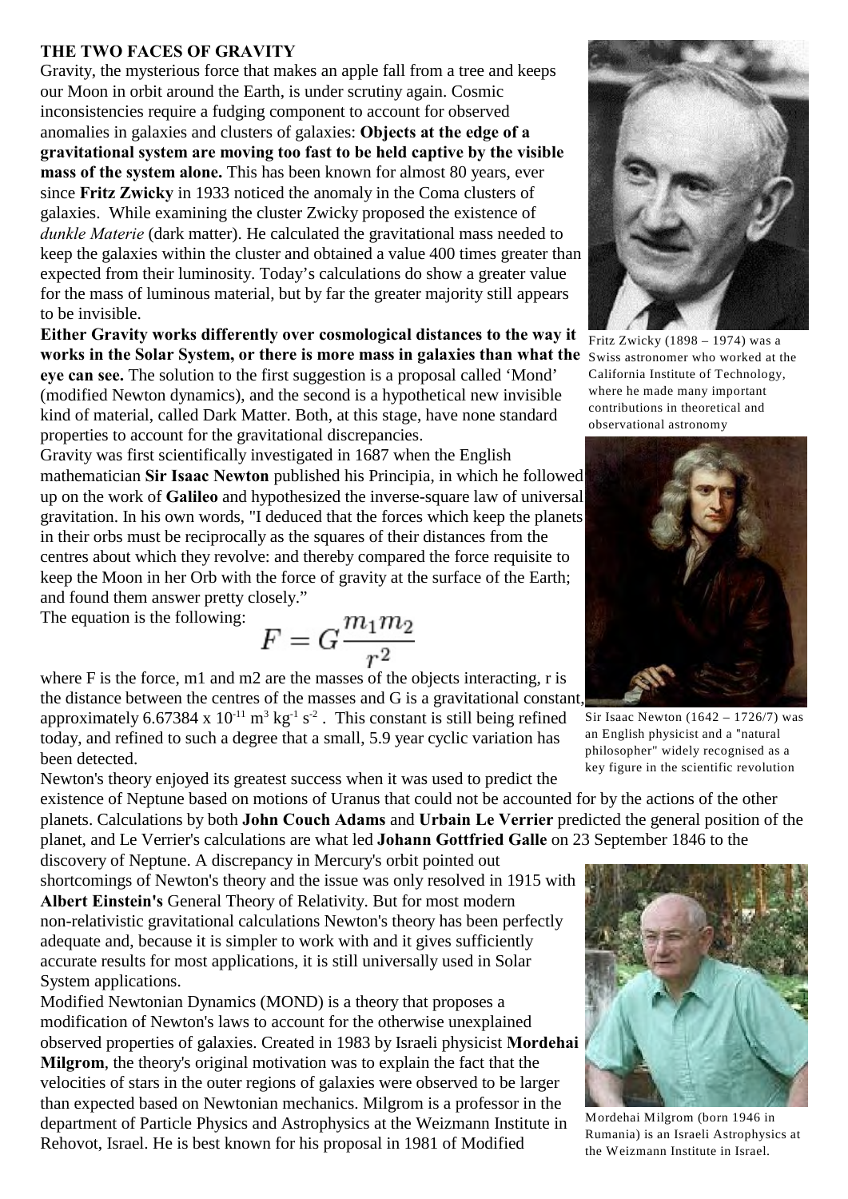**THE TWO FACES OF GRAVITY**

Gravity, the mysterious force that makes an apple fall from a tree and keeps our Moon in orbit around the Earth, is under scrutiny again. Cosmic inconsistencies require a fudging component to account for observed anomalies in galaxies and clusters of galaxies: **Objects at the edge of a gravitational system are moving too fast to be held captive by the visible mass of the system alone.** This has been known for almost 80 years, ever since **Fritz Zwicky** in 1933 noticed the anomaly in the Coma clusters of galaxies. While examining the cluster Zwicky proposed the existence of *dunkle Materie* (dark matter). He calculated the gravitational mass needed to keep the galaxies within the cluster and obtained a value 400 times greater than expected from their luminosity. Today's calculations do show a greater value for the mass of luminous material, but by far the greater majority still appears to be invisible.

**Either Gravity works differently over cosmological distances to the way it works in the Solar System, or there is more mass in galaxies than what the eye can see.** The solution to the first suggestion is a proposal called 'Mond' (modified Newton dynamics), and the second is a hypothetical new invisible kind of material, called Dark Matter. Both, at this stage, have none standard properties to account for the gravitational discrepancies.

Fritz Zwicky (1898 – 1974) was a Swiss astronomer who worked at the California Institute of Technology, where he made many important contributions in theoretical and observational astronomy

Gravity was first scientifically investigated in 1687 when the English mathematician **Sir Isaac Newton** published his Principia, in which he followed up on the work of **Galileo** and hypothesized the inverse-square law of universal gravitation. In his own words, "I deduced that the forces which keep the planets in their orbs must be reciprocally as the squares of their distances from the centres about which they revolve: and thereby compared the force requisite to keep the Moon in her Orb with the force of gravity at the surface of the Earth; and found them answer pretty closely."

The equation is the following:

$$F = G\frac{m_1 m_2}{r^2}$$

where F is the force, m1 and m2 are the masses of the objects interacting, r is the distance between the centres of the masses and G is a gravitational constant, approximately $6.67384 \times 10^{-11}$ $m^3$ $kg^{-1}$ $s^{-2}$ . This constant is still being refined today, and refined to such a degree that a small, 5.9 year cyclic variation has been detected.

Sir Isaac Newton (1642 – 1726/7) was an English physicist and a "natural philosopher" widely recognised as a key figure in the scientific revolution

Newton's theory enjoyed its greatest success when it was used to predict the existence of Neptune based on motions of Uranus that could not be accounted for by the actions of the other planets. Calculations by both **John Couch Adams** and **Urbain Le Verrier** predicted the general position of the planet, and Le Verrier's calculations are what led **Johann Gottfried Galle** on 23 September 1846 to the discovery of Neptune. A discrepancy in Mercury's orbit pointed out shortcomings of Newton's theory and the issue was only resolved in 1915 with **Albert Einstein's** General Theory of Relativity. But for most modern non-relativistic gravitational calculations Newton's theory has been perfectly adequate and, because it is simpler to work with and it gives sufficiently accurate results for most applications, it is still universally used in Solar System applications.

Modified Newtonian Dynamics (MOND) is a theory that proposes a modification of Newton's laws to account for the otherwise unexplained observed properties of galaxies. Created in 1983 by Israeli physicist **Mordehai Milgrom**, the theory's original motivation was to explain the fact that the velocities of stars in the outer regions of galaxies were observed to be larger than expected based on Newtonian mechanics. Milgrom is a professor in the department of Particle Physics and Astrophysics at the Weizmann Institute in Rehovot, Israel. He is best known for his proposal in 1981 of Modified

Mordehai Milgrom (born 1946 in Rumania) is an Israeli Astrophysics at the Weizmann Institute in Israel.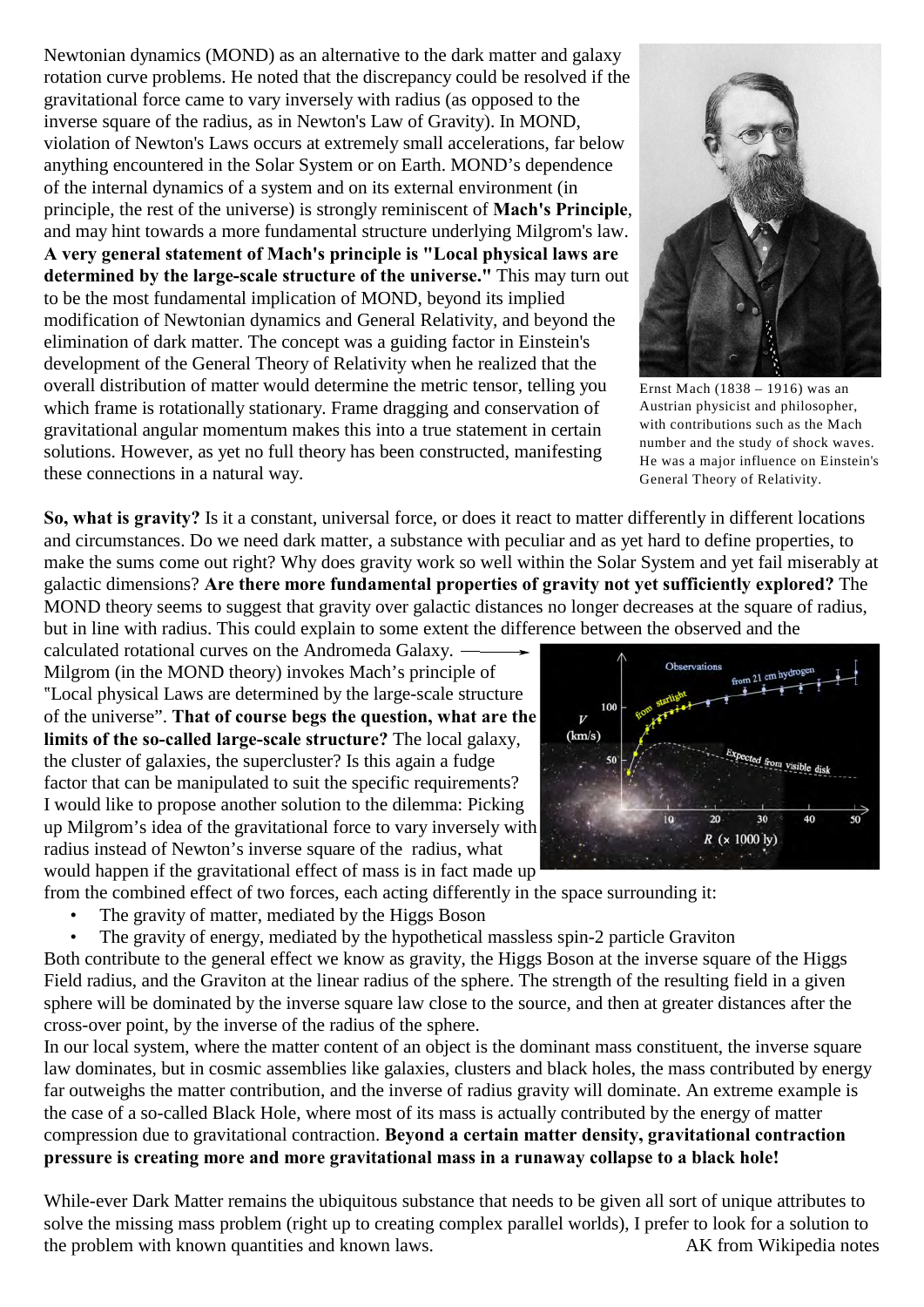Newtonian dynamics (MOND) as an alternative to the dark matter and galaxy rotation curve problems. He noted that the discrepancy could be resolved if the gravitational force came to vary inversely with radius (as opposed to the inverse square of the radius, as in Newton's Law of Gravity). In MOND, violation of Newton's Laws occurs at extremely small accelerations, far below anything encountered in the Solar System or on Earth. MOND's dependence of the internal dynamics of a system and on its external environment (in principle, the rest of the universe) is strongly reminiscent of **Mach's Principle**, and may hint towards a more fundamental structure underlying Milgrom's law. **A very general statement of Mach's principle is "Local physical laws are determined by the large-scale structure of the universe."** This may turn out to be the most fundamental implication of MOND, beyond its implied modification of Newtonian dynamics and General Relativity, and beyond the elimination of dark matter. The concept was a guiding factor in Einstein's development of the General Theory of Relativity when he realized that the overall distribution of matter would determine the metric tensor, telling you which frame is rotationally stationary. Frame dragging and conservation of gravitational angular momentum makes this into a true statement in certain solutions. However, as yet no full theory has been constructed, manifesting these connections in a natural way.

Ernst Mach (1838 – 1916) was an Austrian physicist and philosopher, with contributions such as the Mach number and the study of shock waves. He was a major influence on Einstein's General Theory of Relativity.

**So, what is gravity?** Is it a constant, universal force, or does it react to matter differently in different locations and circumstances. Do we need dark matter, a substance with peculiar and as yet hard to define properties, to make the sums come out right? Why does gravity work so well within the Solar System and yet fail miserably at galactic dimensions? **Are there more fundamental properties of gravity not yet sufficiently explored?** The MOND theory seems to suggest that gravity over galactic distances no longer decreases at the square of radius, but in line with radius. This could explain to some extent the difference between the observed and the calculated rotational curves on the Andromeda Galaxy. →

Observations
from starlight
from 21 cm hydrogen
Expected from visible disk
V (km/s)
100
50
10 20 30 40 50
R (× 1000 ly)

Milgrom (in the MOND theory) invokes Mach's principle of "Local physical Laws are determined by the large-scale structure of the universe". **That of course begs the question, what are the limits of the so-called large-scale structure?** The local galaxy, the cluster of galaxies, the supercluster? Is this again a fudge factor that can be manipulated to suit the specific requirements? I would like to propose another solution to the dilemma: Picking up Milgrom's idea of the gravitational force to vary inversely with radius instead of Newton's inverse square of the radius, what would happen if the gravitational effect of mass is in fact made up from the combined effect of two forces, each acting differently in the space surrounding it:

- The gravity of matter, mediated by the Higgs Boson
- The gravity of energy, mediated by the hypothetical massless spin-2 particle Graviton

Both contribute to the general effect we know as gravity, the Higgs Boson at the inverse square of the Higgs Field radius, and the Graviton at the linear radius of the sphere. The strength of the resulting field in a given sphere will be dominated by the inverse square law close to the source, and then at greater distances after the cross-over point, by the inverse of the radius of the sphere.

In our local system, where the matter content of an object is the dominant mass constituent, the inverse square law dominates, but in cosmic assemblies like galaxies, clusters and black holes, the mass contributed by energy far outweighs the matter contribution, and the inverse of radius gravity will dominate. An extreme example is the case of a so-called Black Hole, where most of its mass is actually contributed by the energy of matter compression due to gravitational contraction. **Beyond a certain matter density, gravitational contraction pressure is creating more and more gravitational mass in a runaway collapse to a black hole!**

While-ever Dark Matter remains the ubiquitous substance that needs to be given all sort of unique attributes to solve the missing mass problem (right up to creating complex parallel worlds), I prefer to look for a solution to the problem with known quantities and known laws.

AK from Wikipedia notes